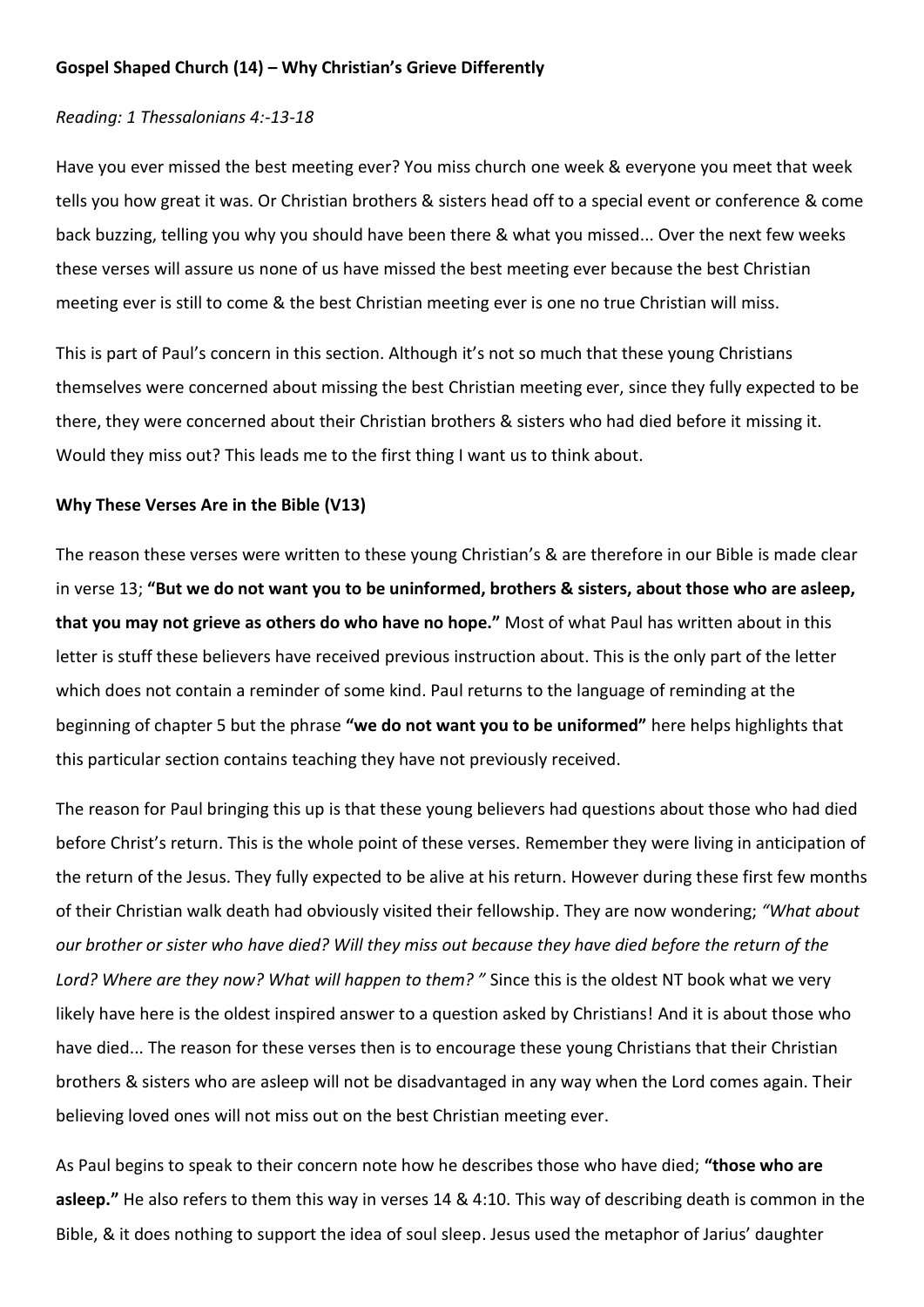**Gospel Shaped Church (14) – Why Christian's Grieve Differently**

*Reading: 1 Thessalonians 4:-13-18*

Have you ever missed the best meeting ever? You miss church one week & everyone you meet that week tells you how great it was. Or Christian brothers & sisters head off to a special event or conference & come back buzzing, telling you why you should have been there & what you missed... Over the next few weeks these verses will assure us none of us have missed the best meeting ever because the best Christian meeting ever is still to come & the best Christian meeting ever is one no true Christian will miss.

This is part of Paul's concern in this section. Although it's not so much that these young Christians themselves were concerned about missing the best Christian meeting ever, since they fully expected to be there, they were concerned about their Christian brothers & sisters who had died before it missing it. Would they miss out? This leads me to the first thing I want us to think about.

**Why These Verses Are in the Bible (V13)**

The reason these verses were written to these young Christian's & are therefore in our Bible is made clear in verse 13; **"But we do not want you to be uninformed, brothers & sisters, about those who are asleep, that you may not grieve as others do who have no hope."** Most of what Paul has written about in this letter is stuff these believers have received previous instruction about. This is the only part of the letter which does not contain a reminder of some kind. Paul returns to the language of reminding at the beginning of chapter 5 but the phrase **"we do not want you to be uniformed"** here helps highlights that this particular section contains teaching they have not previously received.

The reason for Paul bringing this up is that these young believers had questions about those who had died before Christ's return. This is the whole point of these verses. Remember they were living in anticipation of the return of the Jesus. They fully expected to be alive at his return. However during these first few months of their Christian walk death had obviously visited their fellowship. They are now wondering; *"What about our brother or sister who have died? Will they miss out because they have died before the return of the Lord? Where are they now? What will happen to them? "* Since this is the oldest NT book what we very likely have here is the oldest inspired answer to a question asked by Christians! And it is about those who have died... The reason for these verses then is to encourage these young Christians that their Christian brothers & sisters who are asleep will not be disadvantaged in any way when the Lord comes again. Their believing loved ones will not miss out on the best Christian meeting ever.

As Paul begins to speak to their concern note how he describes those who have died; **"those who are asleep."** He also refers to them this way in verses 14 & 4:10. This way of describing death is common in the Bible, & it does nothing to support the idea of soul sleep. Jesus used the metaphor of Jarius' daughter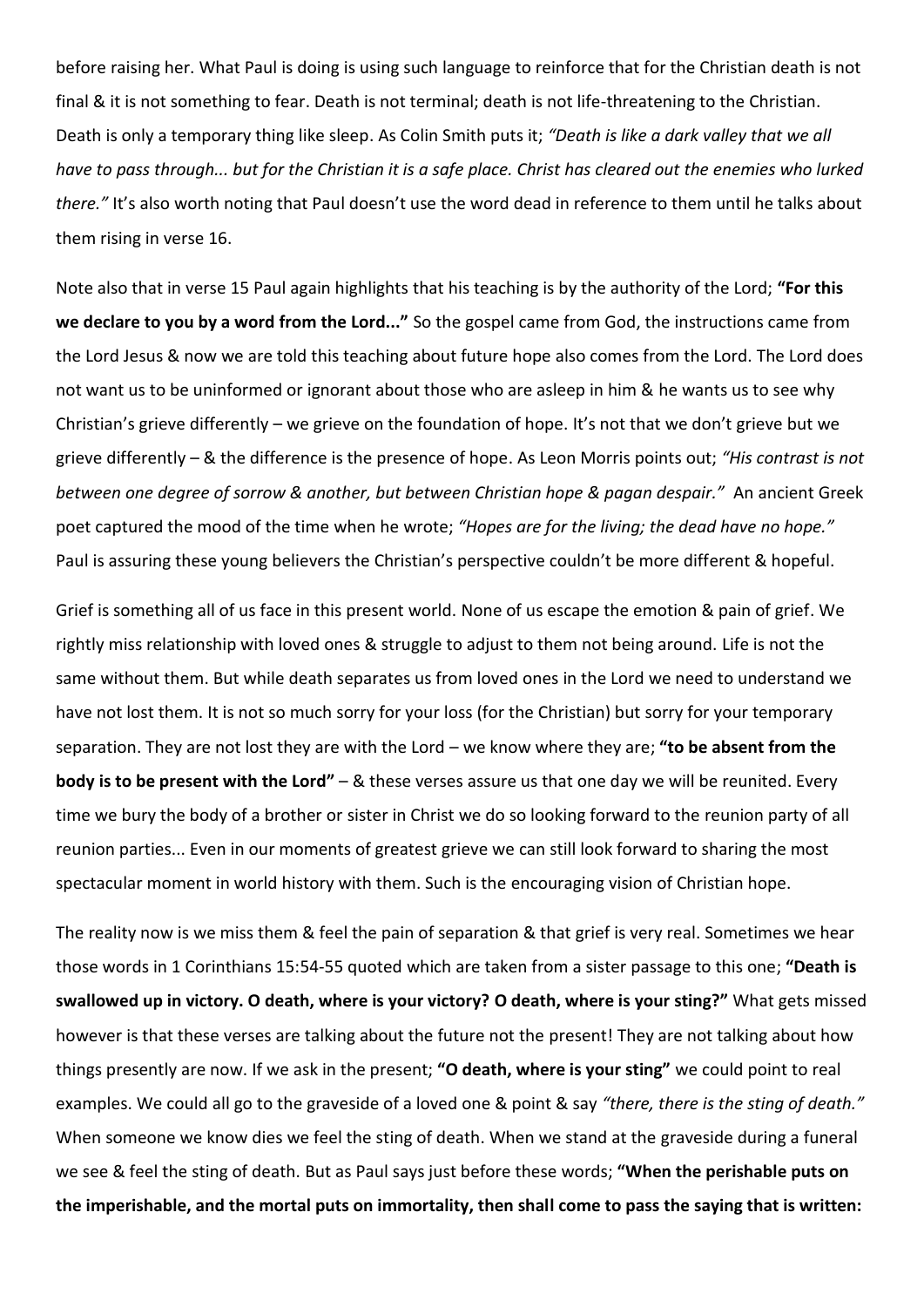before raising her. What Paul is doing is using such language to reinforce that for the Christian death is not final & it is not something to fear. Death is not terminal; death is not life-threatening to the Christian. Death is only a temporary thing like sleep. As Colin Smith puts it; *"Death is like a dark valley that we all have to pass through... but for the Christian it is a safe place. Christ has cleared out the enemies who lurked there."* It's also worth noting that Paul doesn't use the word dead in reference to them until he talks about them rising in verse 16.

Note also that in verse 15 Paul again highlights that his teaching is by the authority of the Lord; **"For this we declare to you by a word from the Lord..."** So the gospel came from God, the instructions came from the Lord Jesus & now we are told this teaching about future hope also comes from the Lord. The Lord does not want us to be uninformed or ignorant about those who are asleep in him & he wants us to see why Christian's grieve differently – we grieve on the foundation of hope. It's not that we don't grieve but we grieve differently – & the difference is the presence of hope. As Leon Morris points out; *"His contrast is not between one degree of sorrow & another, but between Christian hope & pagan despair."* An ancient Greek poet captured the mood of the time when he wrote; *"Hopes are for the living; the dead have no hope."* Paul is assuring these young believers the Christian's perspective couldn't be more different & hopeful.

Grief is something all of us face in this present world. None of us escape the emotion & pain of grief. We rightly miss relationship with loved ones & struggle to adjust to them not being around. Life is not the same without them. But while death separates us from loved ones in the Lord we need to understand we have not lost them. It is not so much sorry for your loss (for the Christian) but sorry for your temporary separation. They are not lost they are with the Lord – we know where they are; **"to be absent from the body is to be present with the Lord"** – & these verses assure us that one day we will be reunited. Every time we bury the body of a brother or sister in Christ we do so looking forward to the reunion party of all reunion parties... Even in our moments of greatest grieve we can still look forward to sharing the most spectacular moment in world history with them. Such is the encouraging vision of Christian hope.

The reality now is we miss them & feel the pain of separation & that grief is very real. Sometimes we hear those words in 1 Corinthians 15:54-55 quoted which are taken from a sister passage to this one; **"Death is swallowed up in victory. O death, where is your victory? O death, where is your sting?"** What gets missed however is that these verses are talking about the future not the present! They are not talking about how things presently are now. If we ask in the present; **"O death, where is your sting"** we could point to real examples. We could all go to the graveside of a loved one & point & say *"there, there is the sting of death."* When someone we know dies we feel the sting of death. When we stand at the graveside during a funeral we see & feel the sting of death. But as Paul says just before these words; **"When the perishable puts on the imperishable, and the mortal puts on immortality, then shall come to pass the saying that is written:**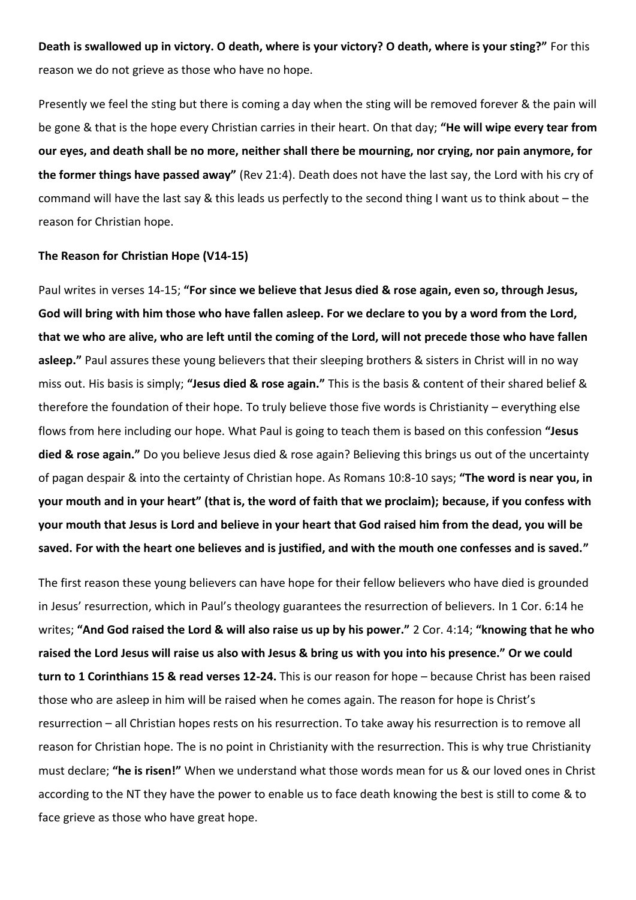**Death is swallowed up in victory. O death, where is your victory? O death, where is your sting?"** For this reason we do not grieve as those who have no hope.

Presently we feel the sting but there is coming a day when the sting will be removed forever & the pain will be gone & that is the hope every Christian carries in their heart. On that day; **"He will wipe every tear from our eyes, and death shall be no more, neither shall there be mourning, nor crying, nor pain anymore, for the former things have passed away"** (Rev 21:4). Death does not have the last say, the Lord with his cry of command will have the last say & this leads us perfectly to the second thing I want us to think about – the reason for Christian hope.

**The Reason for Christian Hope (V14-15)**

Paul writes in verses 14-15; **"For since we believe that Jesus died & rose again, even so, through Jesus, God will bring with him those who have fallen asleep. For we declare to you by a word from the Lord, that we who are alive, who are left until the coming of the Lord, will not precede those who have fallen asleep."** Paul assures these young believers that their sleeping brothers & sisters in Christ will in no way miss out. His basis is simply; **"Jesus died & rose again."** This is the basis & content of their shared belief & therefore the foundation of their hope. To truly believe those five words is Christianity – everything else flows from here including our hope. What Paul is going to teach them is based on this confession **"Jesus died & rose again."** Do you believe Jesus died & rose again? Believing this brings us out of the uncertainty of pagan despair & into the certainty of Christian hope. As Romans 10:8-10 says; **"The word is near you, in your mouth and in your heart" (that is, the word of faith that we proclaim); because, if you confess with your mouth that Jesus is Lord and believe in your heart that God raised him from the dead, you will be saved. For with the heart one believes and is justified, and with the mouth one confesses and is saved."**

The first reason these young believers can have hope for their fellow believers who have died is grounded in Jesus' resurrection, which in Paul's theology guarantees the resurrection of believers. In 1 Cor. 6:14 he writes; **"And God raised the Lord & will also raise us up by his power."** 2 Cor. 4:14; **"knowing that he who raised the Lord Jesus will raise us also with Jesus & bring us with you into his presence." Or we could turn to 1 Corinthians 15 & read verses 12-24.** This is our reason for hope – because Christ has been raised those who are asleep in him will be raised when he comes again. The reason for hope is Christ's resurrection – all Christian hopes rests on his resurrection. To take away his resurrection is to remove all reason for Christian hope. The is no point in Christianity with the resurrection. This is why true Christianity must declare; **"he is risen!"** When we understand what those words mean for us & our loved ones in Christ according to the NT they have the power to enable us to face death knowing the best is still to come & to face grieve as those who have great hope.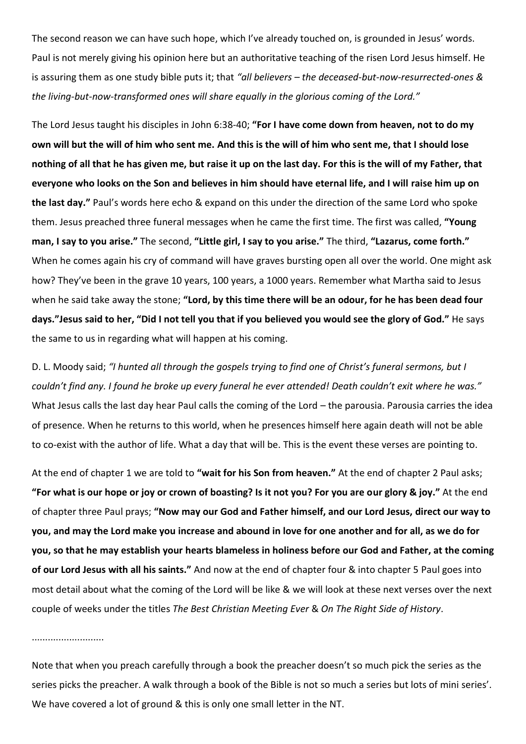The second reason we can have such hope, which I've already touched on, is grounded in Jesus' words. Paul is not merely giving his opinion here but an authoritative teaching of the risen Lord Jesus himself. He is assuring them as one study bible puts it; that *"all believers – the deceased-but-now-resurrected-ones & the living-but-now-transformed ones will share equally in the glorious coming of the Lord."*

The Lord Jesus taught his disciples in John 6:38-40; **"For I have come down from heaven, not to do my own will but the will of him who sent me. And this is the will of him who sent me, that I should lose nothing of all that he has given me, but raise it up on the last day. For this is the will of my Father, that everyone who looks on the Son and believes in him should have eternal life, and I will raise him up on the last day."** Paul's words here echo & expand on this under the direction of the same Lord who spoke them. Jesus preached three funeral messages when he came the first time. The first was called, **"Young man, I say to you arise."** The second, **"Little girl, I say to you arise."** The third, **"Lazarus, come forth."** When he comes again his cry of command will have graves bursting open all over the world. One might ask how? They've been in the grave 10 years, 100 years, a 1000 years. Remember what Martha said to Jesus when he said take away the stone; **"Lord, by this time there will be an odour, for he has been dead four days."Jesus said to her, "Did I not tell you that if you believed you would see the glory of God."** He says the same to us in regarding what will happen at his coming.

D. L. Moody said; *"I hunted all through the gospels trying to find one of Christ's funeral sermons, but I couldn't find any. I found he broke up every funeral he ever attended! Death couldn't exit where he was."* What Jesus calls the last day hear Paul calls the coming of the Lord – the parousia. Parousia carries the idea of presence. When he returns to this world, when he presences himself here again death will not be able to co-exist with the author of life. What a day that will be. This is the event these verses are pointing to.

At the end of chapter 1 we are told to **"wait for his Son from heaven."** At the end of chapter 2 Paul asks; **"For what is our hope or joy or crown of boasting? Is it not you? For you are our glory & joy."** At the end of chapter three Paul prays; **"Now may our God and Father himself, and our Lord Jesus, direct our way to you, and may the Lord make you increase and abound in love for one another and for all, as we do for you, so that he may establish your hearts blameless in holiness before our God and Father, at the coming of our Lord Jesus with all his saints."** And now at the end of chapter four & into chapter 5 Paul goes into most detail about what the coming of the Lord will be like & we will look at these next verses over the next couple of weeks under the titles *The Best Christian Meeting Ever* & *On The Right Side of History*.

...........................

Note that when you preach carefully through a book the preacher doesn't so much pick the series as the series picks the preacher. A walk through a book of the Bible is not so much a series but lots of mini series'. We have covered a lot of ground & this is only one small letter in the NT.